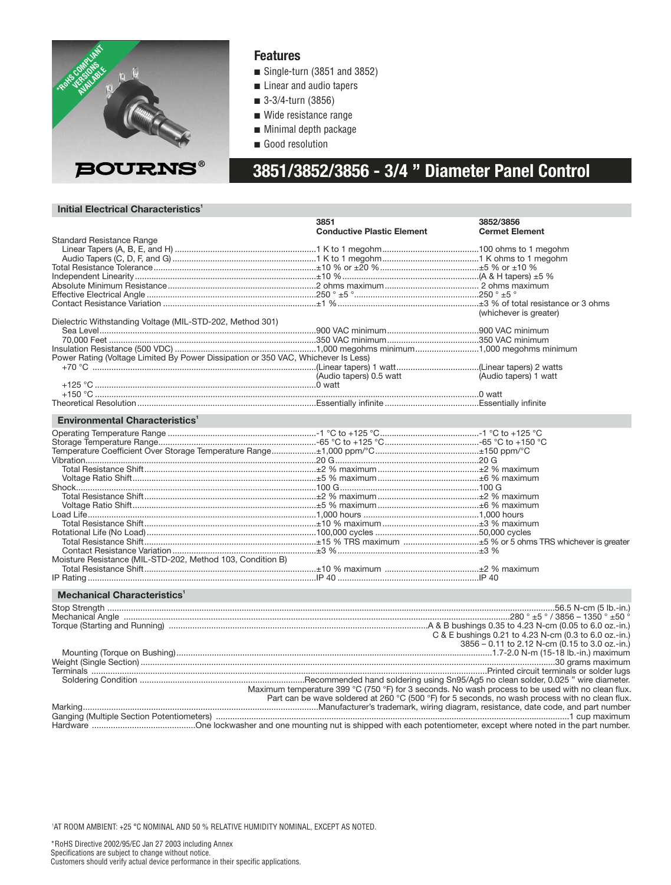*RoHS COMPLIANT VERSIONS AVAILABLE

BOURNS®

## Features

- Single-turn (3851 and 3852)
- Linear and audio tapers
- 3-3/4-turn (3856)
- Wide resistance range
- Minimal depth package
- Good resolution

# 3851/3852/3856 - 3/4 " Diameter Panel Control

## Initial Electrical Characteristics[1]

| | 3851 Conductive Plastic Element | 3852/3856 Cermet Element |
|---|---|---|
| Standard Resistance Range | | |
| Linear Tapers (A, B, E, and H) | 1 K to 1 megohm | 100 ohms to 1 megohm |
| Audio Tapers (C, D, F, and G) | 1 K to 1 megohm | 1 K ohms to 1 megohm |
| Total Resistance Tolerance | ±10 % or ±20 % | ±5 % or ±10 % |
| Independent Linearity | ±10 % | (A & H tapers) ±5 % |
| Absolute Minimum Resistance | 2 ohms maximum | 2 ohms maximum |
| Effective Electrical Angle | 250 ° ±5 ° | 250 ° ±5 ° |
| Contact Resistance Variation | ±1 % | ±3 % of total resistance or 3 ohms (whichever is greater) |
| Dielectric Withstanding Voltage (MIL-STD-202, Method 301) | | |
| Sea Level | 900 VAC minimum | 900 VAC minimum |
| 70,000 Feet | 350 VAC minimum | 350 VAC minimum |
| Insulation Resistance (500 VDC) | 1,000 megohms minimum | 1,000 megohms minimum |
| Power Rating (Voltage Limited By Power Dissipation or 350 VAC, Whichever Is Less) | | |
| +70 °C | (Linear tapers) 1 watt<br>(Audio tapers) 0.5 watt | (Linear tapers) 2 watts<br>(Audio tapers) 1 watt |
| +125 °C | 0 watt | |
| +150 °C | | 0 watt |
| Theoretical Resolution | Essentially infinite | Essentially infinite |

## Environmental Characteristics[1]

| | 3851 | 3852/3856 |
|---|---|---|
| Operating Temperature Range | -1 °C to +125 °C | -1 °C to +125 °C |
| Storage Temperature Range | -65 °C to +125 °C | -65 °C to +150 °C |
| Temperature Coefficient Over Storage Temperature Range | ±1,000 ppm/°C | ±150 ppm/°C |
| Vibration | 20 G | 20 G |
| Total Resistance Shift | ±2 % maximum | ±2 % maximum |
| Voltage Ratio Shift | ±5 % maximum | ±6 % maximum |
| Shock | 100 G | 100 G |
| Total Resistance Shift | ±2 % maximum | ±2 % maximum |
| Voltage Ratio Shift | ±5 % maximum | ±6 % maximum |
| Load Life | 1,000 hours | 1,000 hours |
| Total Resistance Shift | ±10 % maximum | ±3 % maximum |
| Rotational Life (No Load) | 100,000 cycles | 50,000 cycles |
| Total Resistance Shift | ±15 % TRS maximum | ±5 % or 5 ohms TRS whichever is greater |
| Contact Resistance Variation | ±3 % | ±3 % |
| Moisture Resistance (MIL-STD-202, Method 103, Condition B) | | |
| Total Resistance Shift | ±10 % maximum | ±2 % maximum |
| IP Rating | IP 40 | IP 40 |

## Mechanical Characteristics[1]

| | |
|---|---|
| Stop Strength | 56.5 N-cm (5 lb.-in.) |
| Mechanical Angle | 280 ° ±5 ° / 3856 – 1350 ° ±50 ° |
| Torque (Starting and Running) | A & B bushings 0.35 to 4.23 N-cm (0.05 to 6.0 oz.-in.)<br>C & E bushings 0.21 to 4.23 N-cm (0.3 to 6.0 oz.-in.)<br>3856 – 0.11 to 2.12 N-cm (0.15 to 3.0 oz.-in.) |
| Mounting (Torque on Bushing) | 1.7-2.0 N-m (15-18 lb.-in.) maximum |
| Weight (Single Section) | 30 grams maximum |
| Terminals | Printed circuit terminals or solder lugs |
| Soldering Condition | Recommended hand soldering using Sn95/Ag5 no clean solder, 0.025 " wire diameter.<br>Maximum temperature 399 °C (750 °F) for 3 seconds. No wash process to be used with no clean flux.<br>Part can be wave soldered at 260 °C (500 °F) for 5 seconds, no wash process with no clean flux. |
| Marking | Manufacturer's trademark, wiring diagram, resistance, date code, and part number |
| Ganging (Multiple Section Potentiometers) | 1 cup maximum |
| Hardware | One lockwasher and one mounting nut is shipped with each potentiometer, except where noted in the part number. |

[1]AT ROOM AMBIENT: +25 °C NOMINAL AND 50 % RELATIVE HUMIDITY NOMINAL, EXCEPT AS NOTED.

*RoHS Directive 2002/95/EC Jan 27 2003 including Annex
Specifications are subject to change without notice.
Customers should verify actual device performance in their specific applications.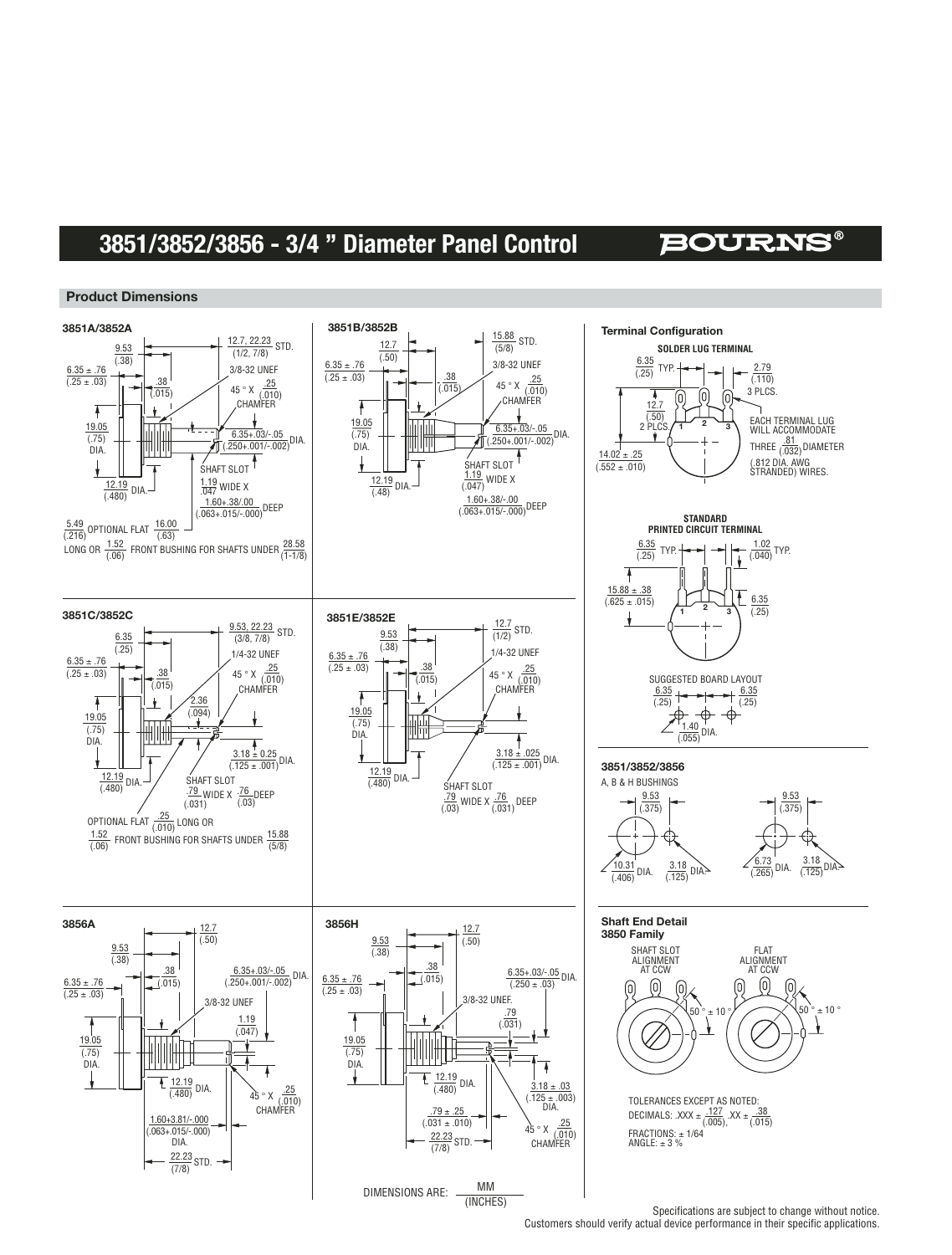# 3851/3852/3856 - 3/4 " Diameter Panel Control

## Product Dimensions

### 3851A/3852A

9.53 (.38)

6.35 ± .76 (.25 ± .03)

12.7, 22.23 (1/2, 7/8) STD.

3/8-32 UNEF

.38 (.015)

45 ° X .25 (.010) CHAMFER

19.05 (.75) DIA.

6.35+.03/-.05 (.250+.001/-.002) DIA.

SHAFT SLOT 1.19 .047 WIDE X 1.60+.38/.00 (.063+.015/-.000) DEEP

12.19 (.480) DIA.

5.49 (.216) OPTIONAL FLAT 16.00 (.63) LONG OR 1.52 (.06) FRONT BUSHING FOR SHAFTS UNDER 28.58 (1-1/8)

### 3851B/3852B

12.7 (.50)

15.88 (5/8) STD.

6.35 ± .76 (.25 ± .03)

3/8-32 UNEF

.38 (.015)

45 ° X .25 (.010) CHAMFER

19.05 (.75) DIA.

6.35+.03/-.05 (.250+.001/-.002) DIA.

SHAFT SLOT 1.19 (.047) WIDE X 1.60+.38/-.00 (.063+.015/-.000) DEEP

12.19 (.48) DIA.

### Terminal Configuration

**SOLDER LUG TERMINAL**

6.35 (.25) TYP.

2.79 (.110) 3 PLCS.

12.7 (.50) 2 PLCS.

14.02 ± .25 (.552 ± .010)

EACH TERMINAL LUG WILL ACCOMMODATE THREE .81 (.032) DIAMETER (.812 DIA. AWG STRANDED) WIRES.

**STANDARD PRINTED CIRCUIT TERMINAL**

6.35 (.25) TYP.

1.02 (.040) TYP.

15.88 ± .38 (.625 ± .015)

6.35 (.25)

SUGGESTED BOARD LAYOUT

6.35 (.25)

6.35 (.25)

1.40 (.055) DIA.

### 3851C/3852C

6.35 (.25)

9.53, 22.23 (3/8, 7/8) STD.

6.35 ± .76 (.25 ± .03)

1/4-32 UNEF

.38 (.015)

45 ° X .25 (.010) CHAMFER

2.36 (.094)

19.05 (.75) DIA.

3.18 ± 0.25 (.125 ± .001) DIA.

12.19 (.480) DIA.

SHAFT SLOT .79 (.031) WIDE X .76 (.03) DEEP

OPTIONAL FLAT .25 (.010) LONG OR 1.52 (.06) FRONT BUSHING FOR SHAFTS UNDER 15.88 (5/8)

### 3851E/3852E

9.53 (.38)

12.7 (1/2) STD.

6.35 ± .76 (.25 ± .03)

1/4-32 UNEF

.38 (.015)

45 ° X .25 (.010) CHAMFER

19.05 (.75) DIA.

3.18 ± .025 (.125 ± .001) DIA.

12.19 (.480) DIA.

SHAFT SLOT .79 (.03) WIDE X .76 (.031) DEEP

### 3851/3852/3856

A, B & H BUSHINGS

9.53 (.375)

10.31 (.406) DIA.

3.18 (.125) DIA.

9.53 (.375)

6.73 (.265) DIA.

3.18 (.125) DIA.

### 3856A

9.53 (.38)

12.7 (.50)

.38 (.015)

6.35+.03/-.05 (.250+.001/-.002) DIA.

6.35 ± .76 (.25 ± .03)

3/8-32 UNEF

1.19 (.047)

19.05 (.75) DIA.

12.19 (.480) DIA.

45 ° X .25 (.010) CHAMFER

1.60+3.81/-.000 (.063+.015/-.000) DIA.

22.23 (7/8) STD.

### 3856H

9.53 (.38)

12.7 (.50)

.38 (.015)

6.35+.03/-.05 (.250 ± .03) DIA.

6.35 ± .76 (.25 ± .03)

3/8-32 UNEF.

.79 (.031)

19.05 (.75) DIA.

12.19 (.480) DIA.

3.18 ± .03 (.125 ± .003) DIA.

.79 ± .25 (.031 ± .010)

45 ° X .25 (.010) CHAMFER

22.23 (7/8) STD.

DIMENSIONS ARE: MM (INCHES)

### Shaft End Detail 3850 Family

SHAFT SLOT ALIGNMENT AT CCW

FLAT ALIGNMENT AT CCW

50 ° ± 10 °

50 ° ± 10 °

TOLERANCES EXCEPT AS NOTED:
DECIMALS: .XXX ± .127 (.005), .XX ± .38 (.015)
FRACTIONS: ± 1/64
ANGLE: ± 3 %

Specifications are subject to change without notice.
Customers should verify actual device performance in their specific applications.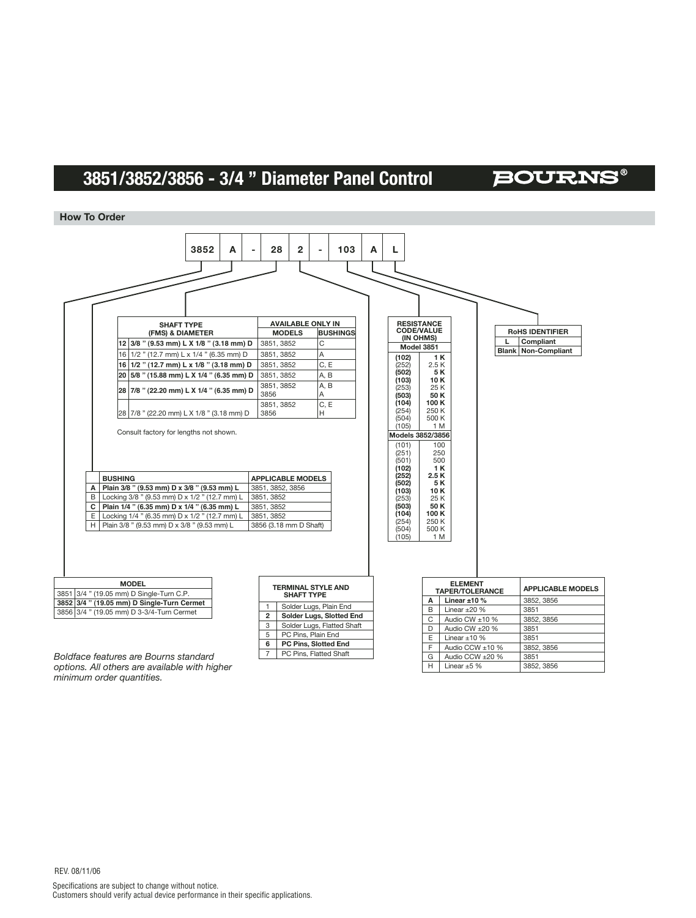# 3851/3852/3856 - 3/4 " Diameter Panel Control

## How To Order

| 3852 | A | - | 28 | 2 | - | 103 | A | L |
|---|---|---|---|---|---|---|---|---|

| MODEL | |
|---|---|
| 3851 | 3/4 " (19.05 mm) D Single-Turn C.P. |
| **3852** | **3/4 " (19.05 mm) D Single-Turn Cermet** |
| 3856 | 3/4 " (19.05 mm) D 3-3/4-Turn Cermet |

| | BUSHING | APPLICABLE MODELS |
|---|---|---|
| **A** | **Plain 3/8 " (9.53 mm) D x 3/8 " (9.53 mm) L** | 3851, 3852, 3856 |
| B | Locking 3/8 " (9.53 mm) D x 1/2 " (12.7 mm) L | 3851, 3852 |
| **C** | **Plain 1/4 " (6.35 mm) D x 1/4 " (6.35 mm) L** | 3851, 3852 |
| E | Locking 1/4 " (6.35 mm) D x 1/2 " (12.7 mm) L | 3851, 3852 |
| H | Plain 3/8 " (9.53 mm) D x 3/8 " (9.53 mm) L | 3856 (3.18 mm D Shaft) |

| | SHAFT TYPE (FMS) & DIAMETER | AVAILABLE ONLY IN MODELS | BUSHINGS |
|---|---|---|---|
| **12** | **3/8 " (9.53 mm) L X 1/8 " (3.18 mm) D** | 3851, 3852 | C |
| 16 | 1/2 " (12.7 mm) L x 1/4 " (6.35 mm) D | 3851, 3852 | A |
| **16** | **1/2 " (12.7 mm) L x 1/8 " (3.18 mm) D** | 3851, 3852 | C, E |
| **20** | **5/8 " (15.88 mm) L X 1/4 " (6.35 mm) D** | 3851, 3852 | A, B |
| **28** | **7/8 " (22.20 mm) L X 1/4 " (6.35 mm) D** | 3851, 3852<br>3856 | A, B<br>A |
| 28 | 7/8 " (22.20 mm) L X 1/8 " (3.18 mm) D | 3851, 3852<br>3856 | C, E<br>H |

Consult factory for lengths not shown.

| | TERMINAL STYLE AND SHAFT TYPE |
|---|---|
| 1 | Solder Lugs, Plain End |
| **2** | **Solder Lugs, Slotted End** |
| 3 | Solder Lugs, Flatted Shaft |
| 5 | PC Pins, Plain End |
| **6** | **PC Pins, Slotted End** |
| 7 | PC Pins, Flatted Shaft |

**RESISTANCE CODE/VALUE (IN OHMS)**

| Model 3851 | |
|---|---|
| **(102)** | **1 K** |
| (252) | 2.5 K |
| **(502)** | **5 K** |
| **(103)** | **10 K** |
| (253) | 25 K |
| **(503)** | **50 K** |
| **(104)** | **100 K** |
| (254) | 250 K |
| (504) | 500 K |
| (105) | 1 M |

| Models 3852/3856 | |
|---|---|
| (101) | 100 |
| (251) | 250 |
| (501) | 500 |
| **(102)** | **1 K** |
| **(252)** | **2.5 K** |
| **(502)** | **5 K** |
| **(103)** | **10 K** |
| (253) | 25 K |
| **(503)** | **50 K** |
| **(104)** | **100 K** |
| (254) | 250 K |
| (504) | 500 K |
| (105) | 1 M |

| | ELEMENT TAPER/TOLERANCE | APPLICABLE MODELS |
|---|---|---|
| **A** | **Linear ±10 %** | 3852, 3856 |
| B | Linear ±20 % | 3851 |
| C | Audio CW ±10 % | 3852, 3856 |
| D | Audio CW ±20 % | 3851 |
| E | Linear ±10 % | 3851 |
| F | Audio CCW ±10 % | 3852, 3856 |
| G | Audio CCW ±20 % | 3851 |
| H | Linear ±5 % | 3852, 3856 |

| RoHS IDENTIFIER | |
|---|---|
| **L** | **Compliant** |
| **Blank** | **Non-Compliant** |

*Boldface features are Bourns standard options. All others are available with higher minimum order quantities.*

REV. 08/11/06

Specifications are subject to change without notice.
Customers should verify actual device performance in their specific applications.